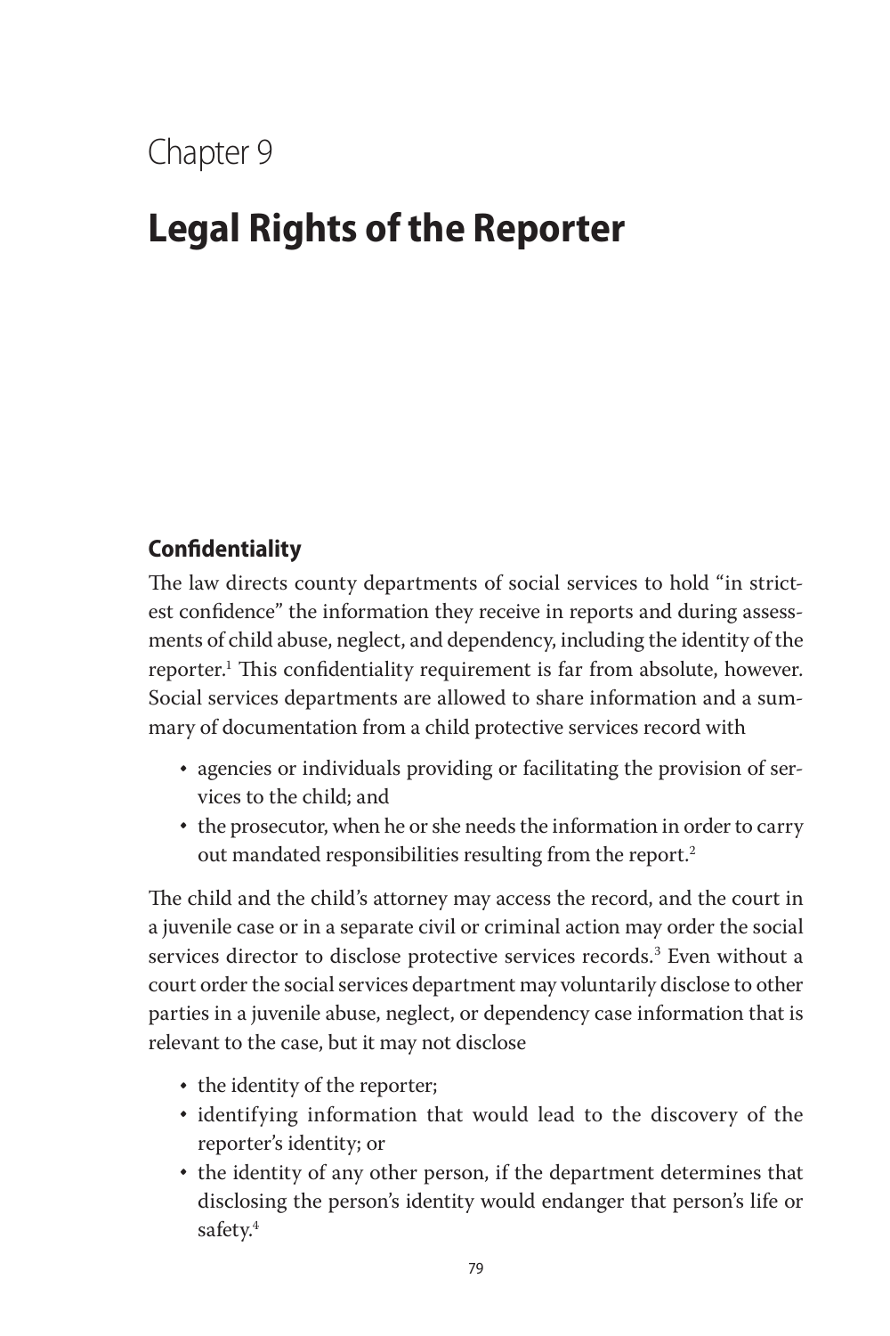Chapter 9

# Legal Rights of the Reporter

## Confidentiality

The law directs county departments of social services to hold "in strictest confidence" the information they receive in reports and during assessments of child abuse, neglect, and dependency, including the identity of the reporter.[1] This confidentiality requirement is far from absolute, however. Social services departments are allowed to share information and a summary of documentation from a child protective services record with

- agencies or individuals providing or facilitating the provision of services to the child; and
- the prosecutor, when he or she needs the information in order to carry out mandated responsibilities resulting from the report.[2]

The child and the child's attorney may access the record, and the court in a juvenile case or in a separate civil or criminal action may order the social services director to disclose protective services records.[3] Even without a court order the social services department may voluntarily disclose to other parties in a juvenile abuse, neglect, or dependency case information that is relevant to the case, but it may not disclose

- the identity of the reporter;
- identifying information that would lead to the discovery of the reporter's identity; or
- the identity of any other person, if the department determines that disclosing the person's identity would endanger that person's life or safety.[4]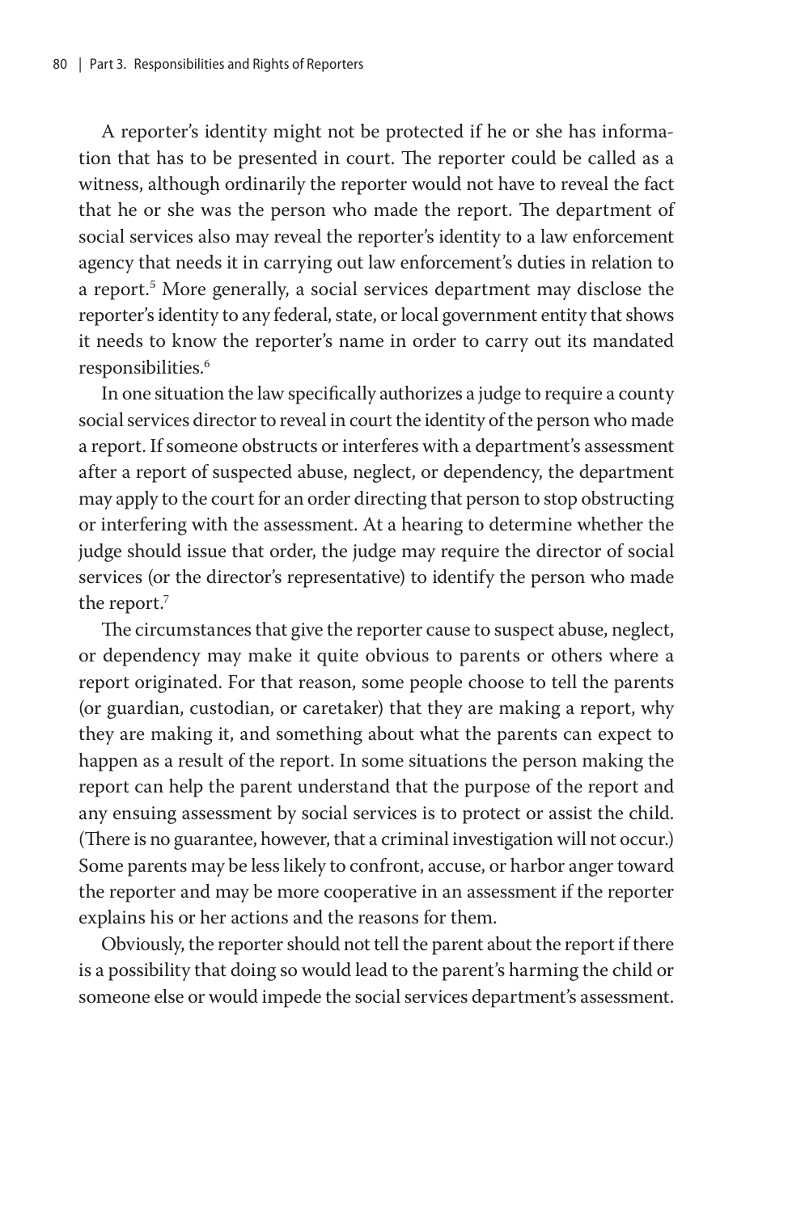A reporter's identity might not be protected if he or she has information that has to be presented in court. The reporter could be called as a witness, although ordinarily the reporter would not have to reveal the fact that he or she was the person who made the report. The department of social services also may reveal the reporter's identity to a law enforcement agency that needs it in carrying out law enforcement's duties in relation to a report.[5] More generally, a social services department may disclose the reporter's identity to any federal, state, or local government entity that shows it needs to know the reporter's name in order to carry out its mandated responsibilities.[6]

In one situation the law specifically authorizes a judge to require a county social services director to reveal in court the identity of the person who made a report. If someone obstructs or interferes with a department's assessment after a report of suspected abuse, neglect, or dependency, the department may apply to the court for an order directing that person to stop obstructing or interfering with the assessment. At a hearing to determine whether the judge should issue that order, the judge may require the director of social services (or the director's representative) to identify the person who made the report.[7]

The circumstances that give the reporter cause to suspect abuse, neglect, or dependency may make it quite obvious to parents or others where a report originated. For that reason, some people choose to tell the parents (or guardian, custodian, or caretaker) that they are making a report, why they are making it, and something about what the parents can expect to happen as a result of the report. In some situations the person making the report can help the parent understand that the purpose of the report and any ensuing assessment by social services is to protect or assist the child. (There is no guarantee, however, that a criminal investigation will not occur.) Some parents may be less likely to confront, accuse, or harbor anger toward the reporter and may be more cooperative in an assessment if the reporter explains his or her actions and the reasons for them.

Obviously, the reporter should not tell the parent about the report if there is a possibility that doing so would lead to the parent's harming the child or someone else or would impede the social services department's assessment.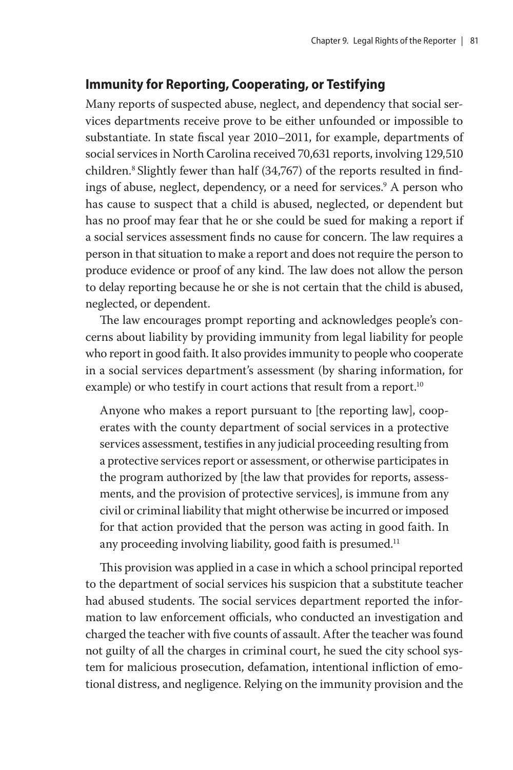## Immunity for Reporting, Cooperating, or Testifying

Many reports of suspected abuse, neglect, and dependency that social services departments receive prove to be either unfounded or impossible to substantiate. In state fiscal year 2010–2011, for example, departments of social services in North Carolina received 70,631 reports, involving 129,510 children.[8] Slightly fewer than half (34,767) of the reports resulted in findings of abuse, neglect, dependency, or a need for services.[9] A person who has cause to suspect that a child is abused, neglected, or dependent but has no proof may fear that he or she could be sued for making a report if a social services assessment finds no cause for concern. The law requires a person in that situation to make a report and does not require the person to produce evidence or proof of any kind. The law does not allow the person to delay reporting because he or she is not certain that the child is abused, neglected, or dependent.

The law encourages prompt reporting and acknowledges people's concerns about liability by providing immunity from legal liability for people who report in good faith. It also provides immunity to people who cooperate in a social services department's assessment (by sharing information, for example) or who testify in court actions that result from a report.[10]

> Anyone who makes a report pursuant to [the reporting law], cooperates with the county department of social services in a protective services assessment, testifies in any judicial proceeding resulting from a protective services report or assessment, or otherwise participates in the program authorized by [the law that provides for reports, assessments, and the provision of protective services], is immune from any civil or criminal liability that might otherwise be incurred or imposed for that action provided that the person was acting in good faith. In any proceeding involving liability, good faith is presumed.[11]

This provision was applied in a case in which a school principal reported to the department of social services his suspicion that a substitute teacher had abused students. The social services department reported the information to law enforcement officials, who conducted an investigation and charged the teacher with five counts of assault. After the teacher was found not guilty of all the charges in criminal court, he sued the city school system for malicious prosecution, defamation, intentional infliction of emotional distress, and negligence. Relying on the immunity provision and the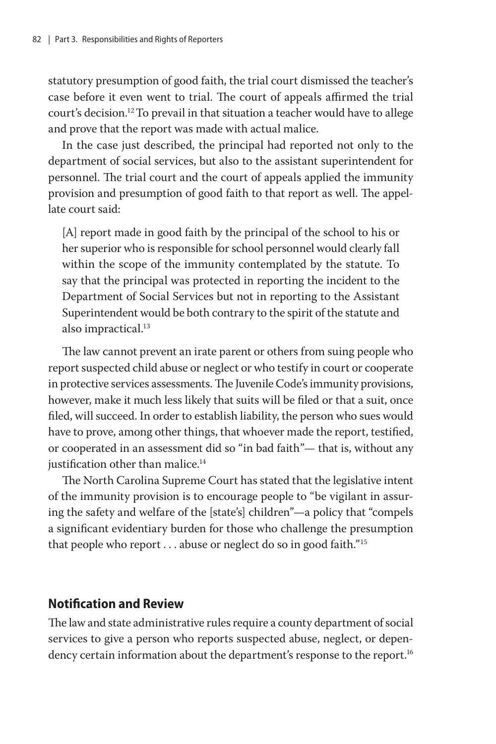statutory presumption of good faith, the trial court dismissed the teacher's case before it even went to trial. The court of appeals affirmed the trial court's decision.[12] To prevail in that situation a teacher would have to allege and prove that the report was made with actual malice.

In the case just described, the principal had reported not only to the department of social services, but also to the assistant superintendent for personnel. The trial court and the court of appeals applied the immunity provision and presumption of good faith to that report as well. The appellate court said:

> [A] report made in good faith by the principal of the school to his or her superior who is responsible for school personnel would clearly fall within the scope of the immunity contemplated by the statute. To say that the principal was protected in reporting the incident to the Department of Social Services but not in reporting to the Assistant Superintendent would be both contrary to the spirit of the statute and also impractical.[13]

The law cannot prevent an irate parent or others from suing people who report suspected child abuse or neglect or who testify in court or cooperate in protective services assessments. The Juvenile Code's immunity provisions, however, make it much less likely that suits will be filed or that a suit, once filed, will succeed. In order to establish liability, the person who sues would have to prove, among other things, that whoever made the report, testified, or cooperated in an assessment did so "in bad faith"— that is, without any justification other than malice.[14]

The North Carolina Supreme Court has stated that the legislative intent of the immunity provision is to encourage people to "be vigilant in assuring the safety and welfare of the [state's] children"—a policy that "compels a significant evidentiary burden for those who challenge the presumption that people who report . . . abuse or neglect do so in good faith."[15]

## Notification and Review

The law and state administrative rules require a county department of social services to give a person who reports suspected abuse, neglect, or dependency certain information about the department's response to the report.[16]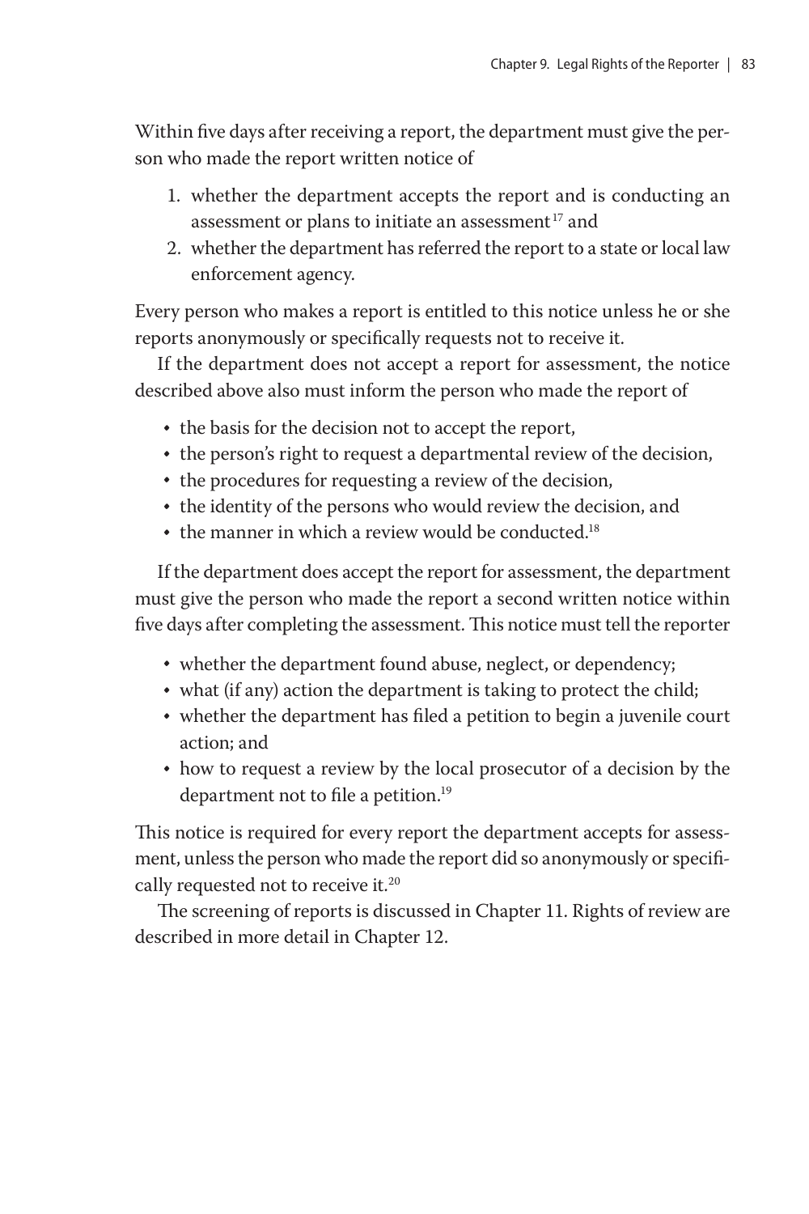Within five days after receiving a report, the department must give the person who made the report written notice of

1. whether the department accepts the report and is conducting an assessment or plans to initiate an assessment[17] and
2. whether the department has referred the report to a state or local law enforcement agency.

Every person who makes a report is entitled to this notice unless he or she reports anonymously or specifically requests not to receive it.

If the department does not accept a report for assessment, the notice described above also must inform the person who made the report of

- the basis for the decision not to accept the report,
- the person's right to request a departmental review of the decision,
- the procedures for requesting a review of the decision,
- the identity of the persons who would review the decision, and
- the manner in which a review would be conducted.[18]

If the department does accept the report for assessment, the department must give the person who made the report a second written notice within five days after completing the assessment. This notice must tell the reporter

- whether the department found abuse, neglect, or dependency;
- what (if any) action the department is taking to protect the child;
- whether the department has filed a petition to begin a juvenile court action; and
- how to request a review by the local prosecutor of a decision by the department not to file a petition.[19]

This notice is required for every report the department accepts for assessment, unless the person who made the report did so anonymously or specifically requested not to receive it.[20]

The screening of reports is discussed in Chapter 11. Rights of review are described in more detail in Chapter 12.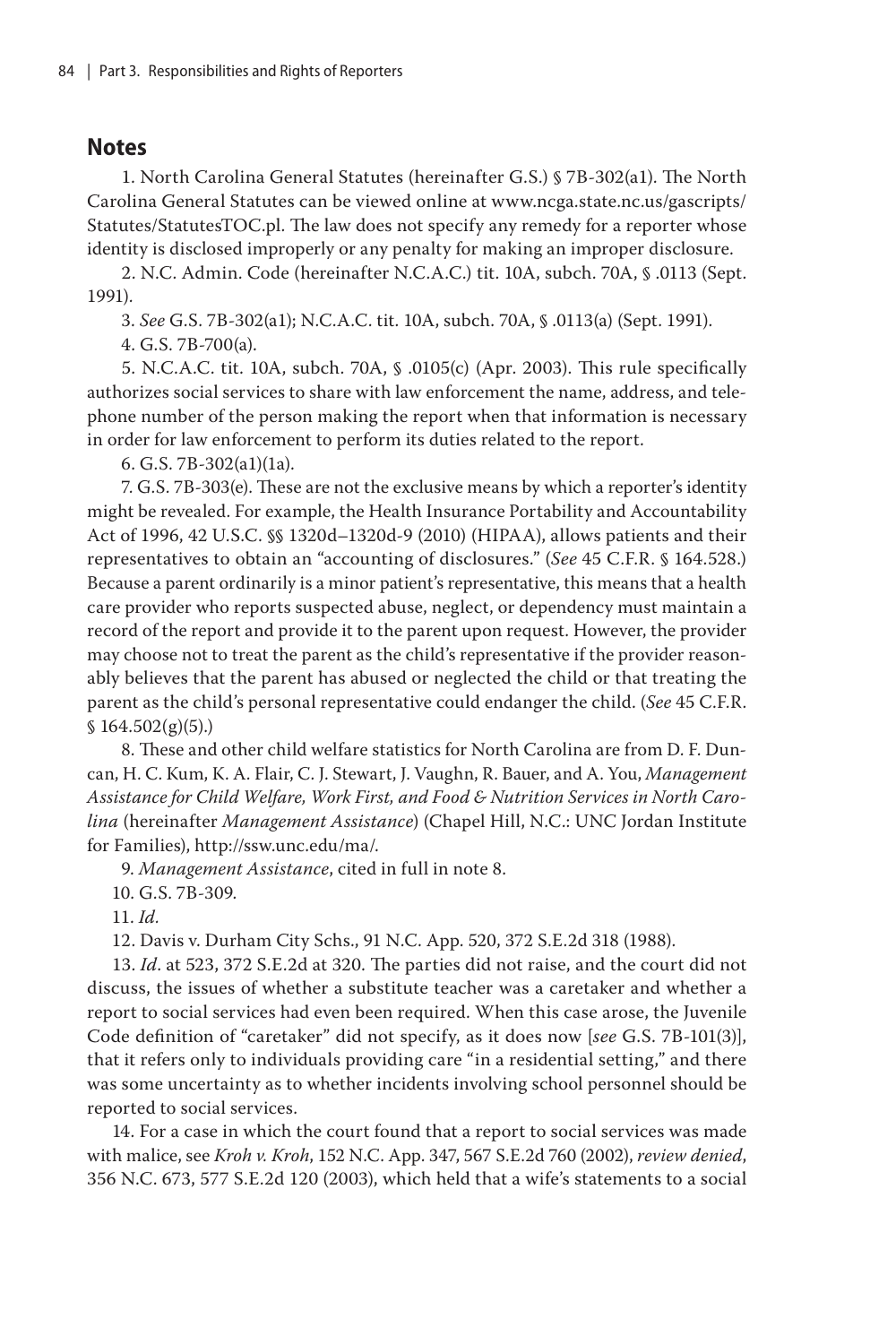## Notes

1. North Carolina General Statutes (hereinafter G.S.) § 7B-302(a1). The North Carolina General Statutes can be viewed online at www.ncga.state.nc.us/gascripts/Statutes/StatutesTOC.pl. The law does not specify any remedy for a reporter whose identity is disclosed improperly or any penalty for making an improper disclosure.

2. N.C. Admin. Code (hereinafter N.C.A.C.) tit. 10A, subch. 70A, § .0113 (Sept. 1991).

3. *See* G.S. 7B-302(a1); N.C.A.C. tit. 10A, subch. 70A, § .0113(a) (Sept. 1991).

4. G.S. 7B-700(a).

5. N.C.A.C. tit. 10A, subch. 70A, § .0105(c) (Apr. 2003). This rule specifically authorizes social services to share with law enforcement the name, address, and telephone number of the person making the report when that information is necessary in order for law enforcement to perform its duties related to the report.

6. G.S. 7B-302(a1)(1a).

7. G.S. 7B-303(e). These are not the exclusive means by which a reporter's identity might be revealed. For example, the Health Insurance Portability and Accountability Act of 1996, 42 U.S.C. §§ 1320d–1320d-9 (2010) (HIPAA), allows patients and their representatives to obtain an "accounting of disclosures." (*See* 45 C.F.R. § 164.528.) Because a parent ordinarily is a minor patient's representative, this means that a health care provider who reports suspected abuse, neglect, or dependency must maintain a record of the report and provide it to the parent upon request. However, the provider may choose not to treat the parent as the child's representative if the provider reasonably believes that the parent has abused or neglected the child or that treating the parent as the child's personal representative could endanger the child. (*See* 45 C.F.R. § 164.502(g)(5).)

8. These and other child welfare statistics for North Carolina are from D. F. Duncan, H. C. Kum, K. A. Flair, C. J. Stewart, J. Vaughn, R. Bauer, and A. You, *Management Assistance for Child Welfare, Work First, and Food & Nutrition Services in North Carolina* (hereinafter *Management Assistance*) (Chapel Hill, N.C.: UNC Jordan Institute for Families), http://ssw.unc.edu/ma/.

9. *Management Assistance*, cited in full in note 8.

10. G.S. 7B-309.

11. *Id.*

12. Davis v. Durham City Schs., 91 N.C. App. 520, 372 S.E.2d 318 (1988).

13. *Id*. at 523, 372 S.E.2d at 320. The parties did not raise, and the court did not discuss, the issues of whether a substitute teacher was a caretaker and whether a report to social services had even been required. When this case arose, the Juvenile Code definition of "caretaker" did not specify, as it does now [*see* G.S. 7B-101(3)], that it refers only to individuals providing care "in a residential setting," and there was some uncertainty as to whether incidents involving school personnel should be reported to social services.

14. For a case in which the court found that a report to social services was made with malice, see *Kroh v. Kroh*, 152 N.C. App. 347, 567 S.E.2d 760 (2002), *review denied*, 356 N.C. 673, 577 S.E.2d 120 (2003), which held that a wife's statements to a social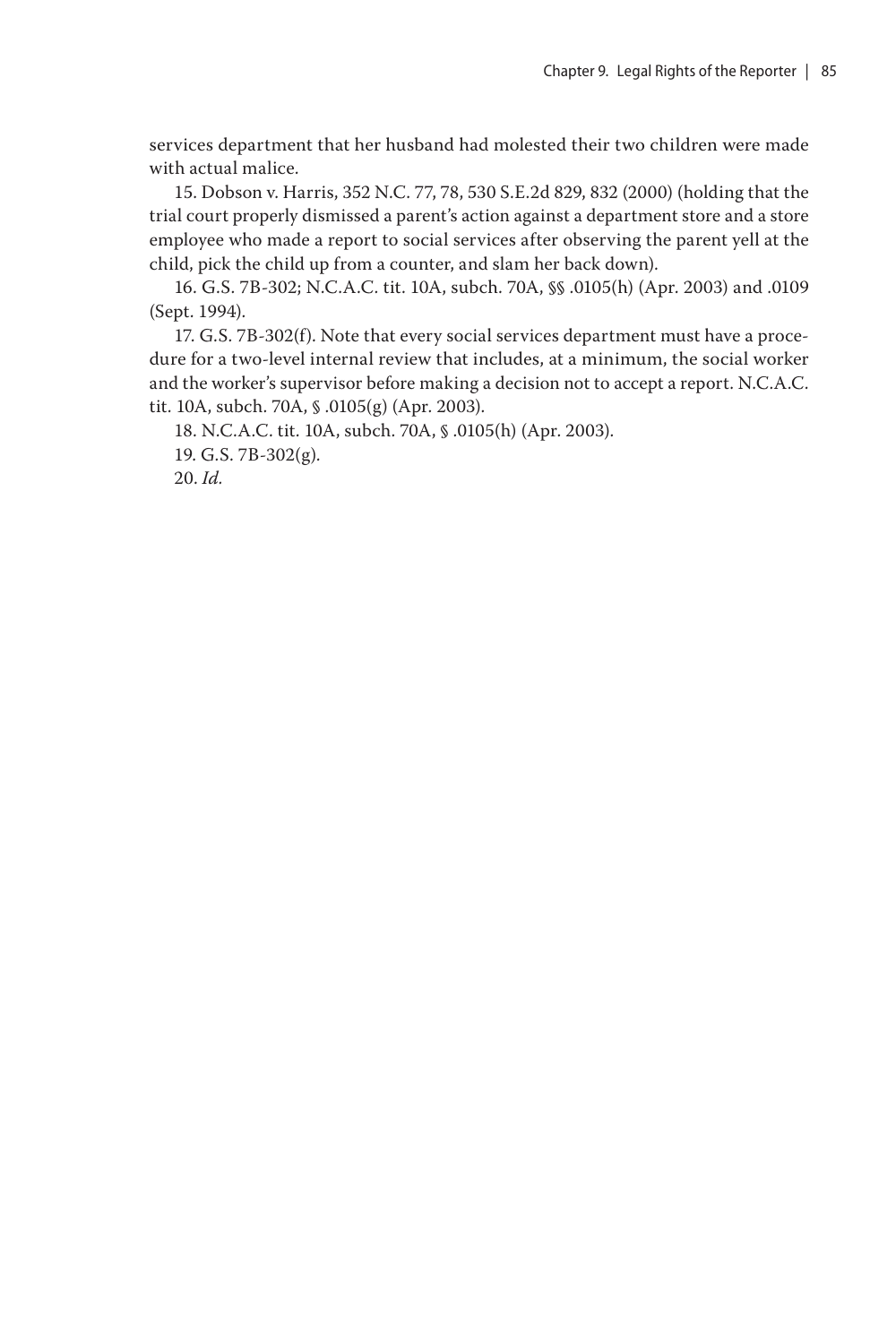services department that her husband had molested their two children were made with actual malice.

15. Dobson v. Harris, 352 N.C. 77, 78, 530 S.E.2d 829, 832 (2000) (holding that the trial court properly dismissed a parent's action against a department store and a store employee who made a report to social services after observing the parent yell at the child, pick the child up from a counter, and slam her back down).

16. G.S. 7B-302; N.C.A.C. tit. 10A, subch. 70A, §§ .0105(h) (Apr. 2003) and .0109 (Sept. 1994).

17. G.S. 7B-302(f). Note that every social services department must have a procedure for a two-level internal review that includes, at a minimum, the social worker and the worker's supervisor before making a decision not to accept a report. N.C.A.C. tit. 10A, subch. 70A, § .0105(g) (Apr. 2003).

18. N.C.A.C. tit. 10A, subch. 70A, § .0105(h) (Apr. 2003).

19. G.S. 7B-302(g).

20. *Id.*